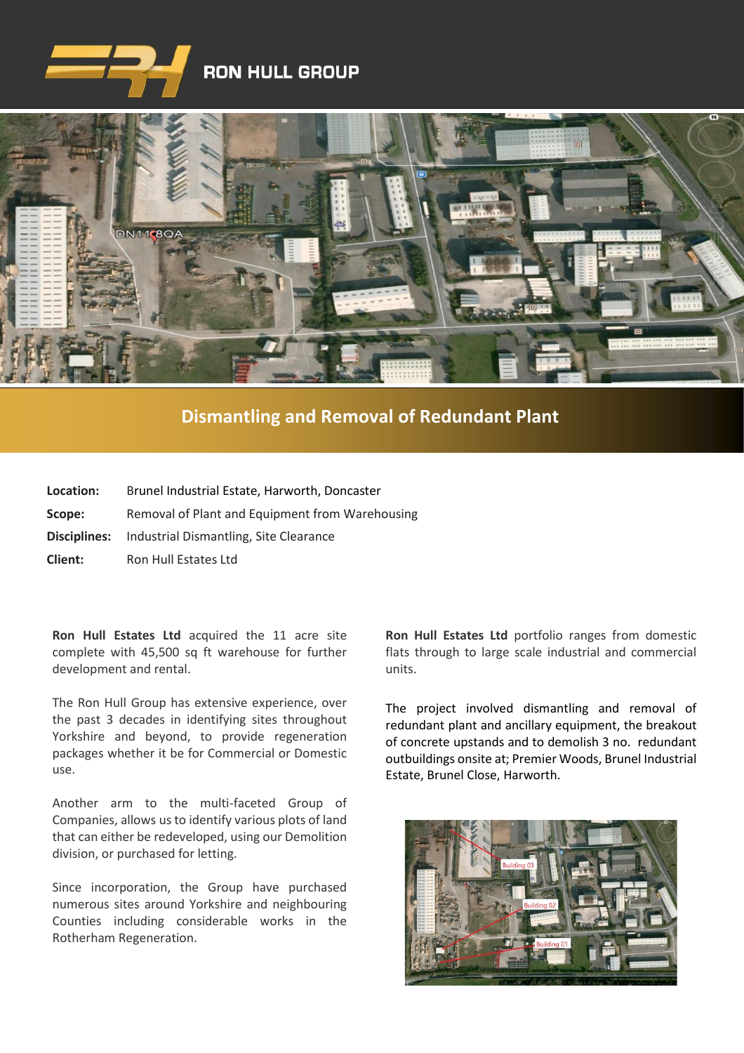RON HULL GROUP

# Dismantling and Removal of Redundant Plant

**Location:** Brunel Industrial Estate, Harworth, Doncaster

**Scope:** Removal of Plant and Equipment from Warehousing

**Disciplines:** Industrial Dismantling, Site Clearance

**Client:** Ron Hull Estates Ltd

**Ron Hull Estates Ltd** acquired the 11 acre site complete with 45,500 sq ft warehouse for further development and rental.

The Ron Hull Group has extensive experience, over the past 3 decades in identifying sites throughout Yorkshire and beyond, to provide regeneration packages whether it be for Commercial or Domestic use.

Another arm to the multi-faceted Group of Companies, allows us to identify various plots of land that can either be redeveloped, using our Demolition division, or purchased for letting.

Since incorporation, the Group have purchased numerous sites around Yorkshire and neighbouring Counties including considerable works in the Rotherham Regeneration.

**Ron Hull Estates Ltd** portfolio ranges from domestic flats through to large scale industrial and commercial units.

The project involved dismantling and removal of redundant plant and ancillary equipment, the breakout of concrete upstands and to demolish 3 no. redundant outbuildings onsite at; Premier Woods, Brunel Industrial Estate, Brunel Close, Harworth.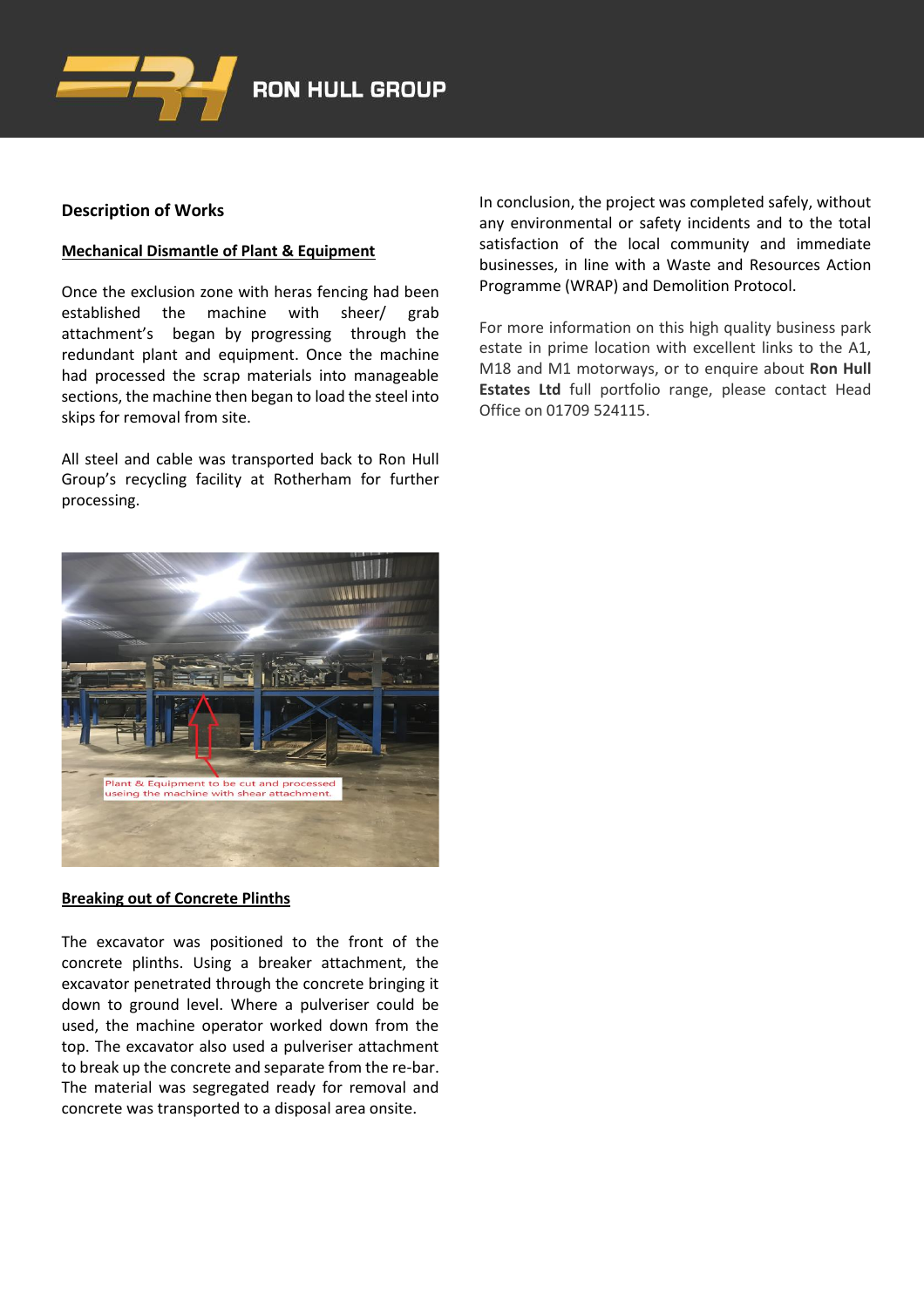## Description of Works

**Mechanical Dismantle of Plant & Equipment**

Once the exclusion zone with heras fencing had been established the machine with sheer/ grab attachment's began by progressing through the redundant plant and equipment. Once the machine had processed the scrap materials into manageable sections, the machine then began to load the steel into skips for removal from site.

All steel and cable was transported back to Ron Hull Group's recycling facility at Rotherham for further processing.

Plant & Equipment to be cut and processed useing the machine with shear attachment.

**Breaking out of Concrete Plinths**

The excavator was positioned to the front of the concrete plinths. Using a breaker attachment, the excavator penetrated through the concrete bringing it down to ground level. Where a pulveriser could be used, the machine operator worked down from the top. The excavator also used a pulveriser attachment to break up the concrete and separate from the re-bar. The material was segregated ready for removal and concrete was transported to a disposal area onsite.

In conclusion, the project was completed safely, without any environmental or safety incidents and to the total satisfaction of the local community and immediate businesses, in line with a Waste and Resources Action Programme (WRAP) and Demolition Protocol.

For more information on this high quality business park estate in prime location with excellent links to the A1, M18 and M1 motorways, or to enquire about **Ron Hull Estates Ltd** full portfolio range, please contact Head Office on 01709 524115.